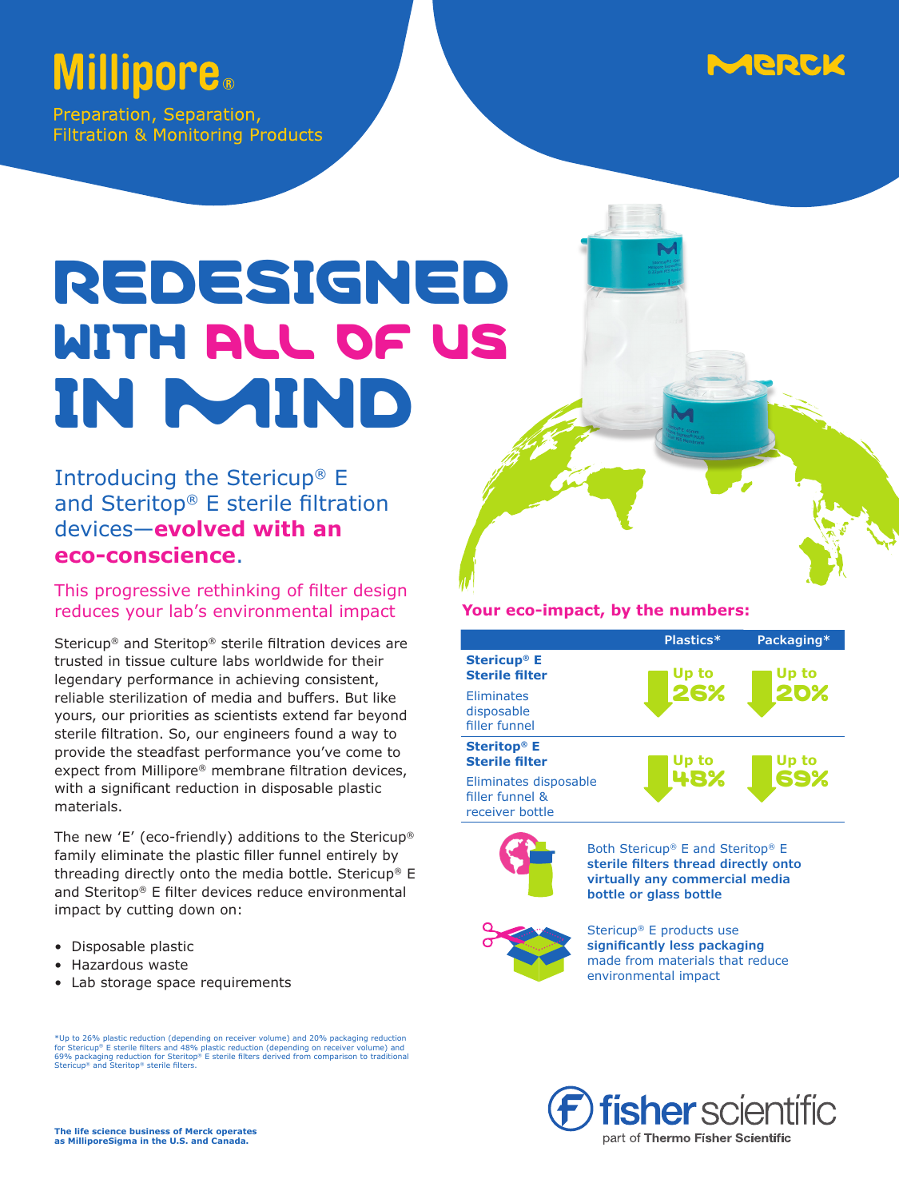Millipore®

Preparation, Separation, Filtration & Monitoring Products

MERCK

# REDESIGNED WITH ALL OF US IN MIND

## Introducing the Stericup® E and Steritop® E sterile filtration devices—**evolved with an eco-conscience**.

### This progressive rethinking of filter design reduces your lab's environmental impact

Stericup® and Steritop® sterile filtration devices are trusted in tissue culture labs worldwide for their legendary performance in achieving consistent, reliable sterilization of media and buffers. But like yours, our priorities as scientists extend far beyond sterile filtration. So, our engineers found a way to provide the steadfast performance you've come to expect from Millipore® membrane filtration devices, with a significant reduction in disposable plastic materials.

The new 'E' (eco-friendly) additions to the Stericup® family eliminate the plastic filler funnel entirely by threading directly onto the media bottle. Stericup® E and Steritop® E filter devices reduce environmental impact by cutting down on:

- Disposable plastic
- Hazardous waste
- Lab storage space requirements

### Your eco-impact, by the numbers:

| | Plastics* | Packaging* |
|---|---|---|
| **Stericup® E Sterile filter** Eliminates disposable filler funnel | Up to 26% | Up to 20% |
| **Steritop® E Sterile filter** Eliminates disposable filler funnel & receiver bottle | Up to 48% | Up to 69% |

Both Stericup® E and Steritop® E **sterile filters thread directly onto virtually any commercial media bottle or glass bottle**

Stericup® E products use **significantly less packaging** made from materials that reduce environmental impact

*Up to 26% plastic reduction (depending on receiver volume) and 20% packaging reduction for Stericup® E sterile filters and 48% plastic reduction (depending on receiver volume) and 69% packaging reduction for Steritop® E sterile filters derived from comparison to traditional Stericup® and Steritop® sterile filters.

**The life science business of Merck operates as MilliporeSigma in the U.S. and Canada.**

fisher scientific
part of Thermo Fisher Scientific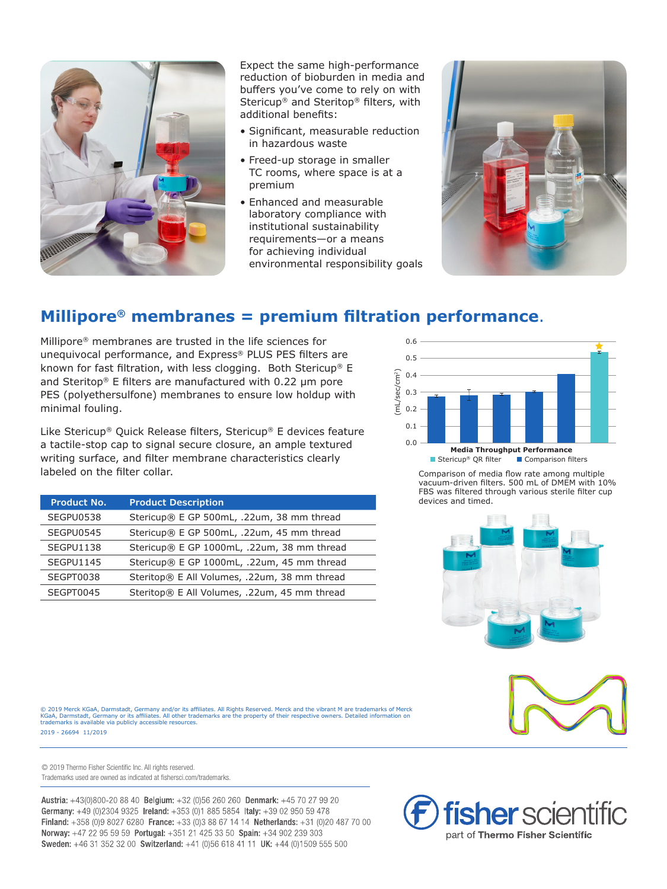Expect the same high-performance reduction of bioburden in media and buffers you've come to rely on with Stericup® and Steritop® filters, with additional benefits:

- Significant, measurable reduction in hazardous waste
- Freed-up storage in smaller TC rooms, where space is at a premium
- Enhanced and measurable laboratory compliance with institutional sustainability requirements—or a means for achieving individual environmental responsibility goals

## Millipore® membranes = premium filtration performance.

Millipore® membranes are trusted in the life sciences for unequivocal performance, and Express® PLUS PES filters are known for fast filtration, with less clogging. Both Stericup® E and Steritop® E filters are manufactured with 0.22 µm pore PES (polyethersulfone) membranes to ensure low holdup with minimal fouling.

Like Stericup® Quick Release filters, Stericup® E devices feature a tactile-stop cap to signal secure closure, an ample textured writing surface, and filter membrane characteristics clearly labeled on the filter collar.

0.6
0.5
0.4
0.3
0.2
0.1
0.0
(mL/sec/cm²)
Media Throughput Performance
Stericup® QR filter
Comparison filters

Comparison of media flow rate among multiple vacuum-driven filters. 500 mL of DMEM with 10% FBS was filtered through various sterile filter cup devices and timed.

| Product No. | Product Description |
|---|---|
| SEGPU0538 | Stericup® E GP 500mL, .22um, 38 mm thread |
| SEGPU0545 | Stericup® E GP 500mL, .22um, 45 mm thread |
| SEGPU1138 | Stericup® E GP 1000mL, .22um, 38 mm thread |
| SEGPU1145 | Stericup® E GP 1000mL, .22um, 45 mm thread |
| SEGPT0038 | Steritop® E All Volumes, .22um, 38 mm thread |
| SEGPT0045 | Steritop® E All Volumes, .22um, 45 mm thread |

© 2019 Merck KGaA, Darmstadt, Germany and/or its affiliates. All Rights Reserved. Merck and the vibrant M are trademarks of Merck KGaA, Darmstadt, Germany or its affiliates. All other trademarks are the property of their respective owners. Detailed information on trademarks is available via publicly accessible resources.

2019 - 26694 11/2019

© 2019 Thermo Fisher Scientific Inc. All rights reserved.
Trademarks used are owned as indicated at fishersci.com/trademarks.

**Austria:** +43(0)800-20 88 40 **Belgium:** +32 (0)56 260 260 **Denmark:** +45 70 27 99 20
**Germany:** +49 (0)2304 9325 **Ireland:** +353 (0)1 885 5854 **Italy:** +39 02 950 59 478
**Finland:** +358 (0)9 8027 6280 **France:** +33 (0)3 88 67 14 14 **Netherlands:** +31 (0)20 487 70 00
**Norway:** +47 22 95 59 59 **Portugal:** +351 21 425 33 50 **Spain:** +34 902 239 303
**Sweden:** +46 31 352 32 00 **Switzerland:** +41 (0)56 618 41 11 **UK:** +44 (0)1509 555 500

fisher scientific
part of **Thermo Fisher Scientific**